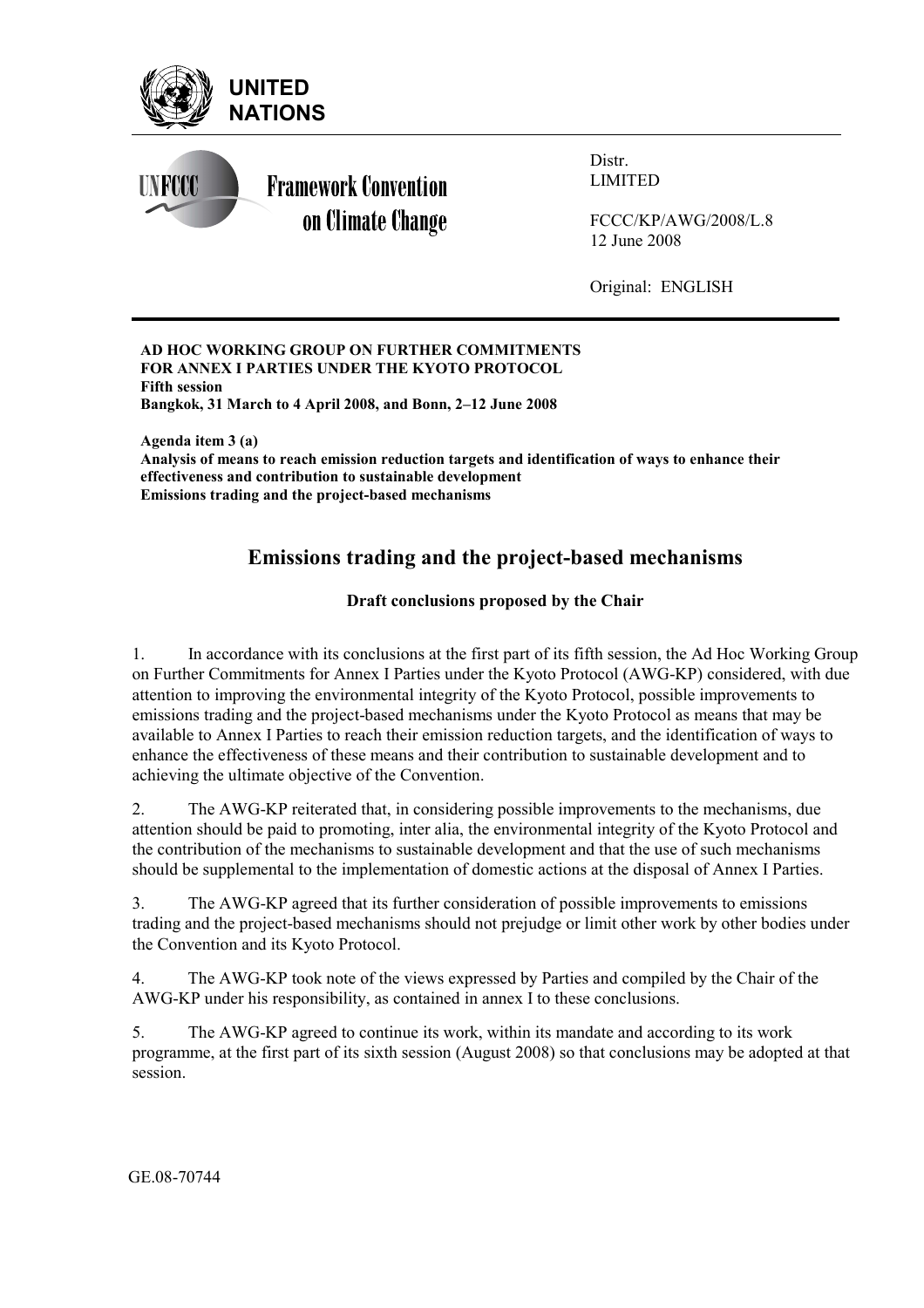UNITED NATIONS

Framework Convention on Climate Change

Distr.
LIMITED

FCCC/KP/AWG/2008/L.8
12 June 2008

Original: ENGLISH

**AD HOC WORKING GROUP ON FURTHER COMMITMENTS FOR ANNEX I PARTIES UNDER THE KYOTO PROTOCOL**
**Fifth session**
**Bangkok, 31 March to 4 April 2008, and Bonn, 2–12 June 2008**

**Agenda item 3 (a)**
**Analysis of means to reach emission reduction targets and identification of ways to enhance their effectiveness and contribution to sustainable development**
**Emissions trading and the project-based mechanisms**

# Emissions trading and the project-based mechanisms

## Draft conclusions proposed by the Chair

1. In accordance with its conclusions at the first part of its fifth session, the Ad Hoc Working Group on Further Commitments for Annex I Parties under the Kyoto Protocol (AWG-KP) considered, with due attention to improving the environmental integrity of the Kyoto Protocol, possible improvements to emissions trading and the project-based mechanisms under the Kyoto Protocol as means that may be available to Annex I Parties to reach their emission reduction targets, and the identification of ways to enhance the effectiveness of these means and their contribution to sustainable development and to achieving the ultimate objective of the Convention.

2. The AWG-KP reiterated that, in considering possible improvements to the mechanisms, due attention should be paid to promoting, inter alia, the environmental integrity of the Kyoto Protocol and the contribution of the mechanisms to sustainable development and that the use of such mechanisms should be supplemental to the implementation of domestic actions at the disposal of Annex I Parties.

3. The AWG-KP agreed that its further consideration of possible improvements to emissions trading and the project-based mechanisms should not prejudge or limit other work by other bodies under the Convention and its Kyoto Protocol.

4. The AWG-KP took note of the views expressed by Parties and compiled by the Chair of the AWG-KP under his responsibility, as contained in annex I to these conclusions.

5. The AWG-KP agreed to continue its work, within its mandate and according to its work programme, at the first part of its sixth session (August 2008) so that conclusions may be adopted at that session.

GE.08-70744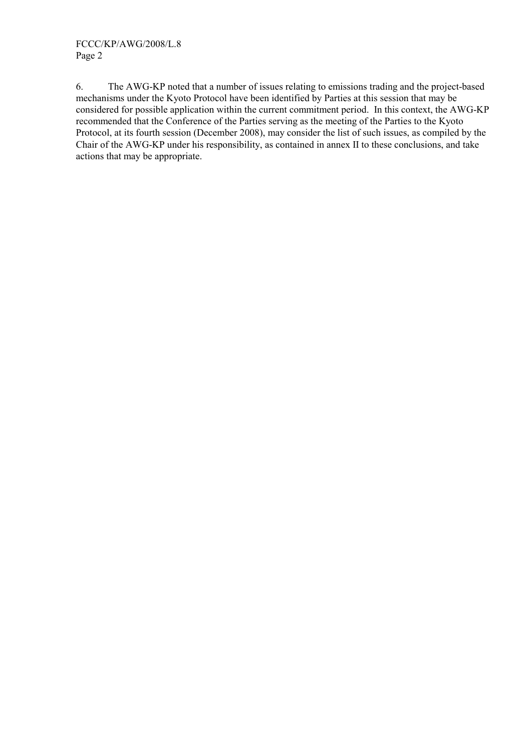6. The AWG-KP noted that a number of issues relating to emissions trading and the project-based mechanisms under the Kyoto Protocol have been identified by Parties at this session that may be considered for possible application within the current commitment period. In this context, the AWG-KP recommended that the Conference of the Parties serving as the meeting of the Parties to the Kyoto Protocol, at its fourth session (December 2008), may consider the list of such issues, as compiled by the Chair of the AWG-KP under his responsibility, as contained in annex II to these conclusions, and take actions that may be appropriate.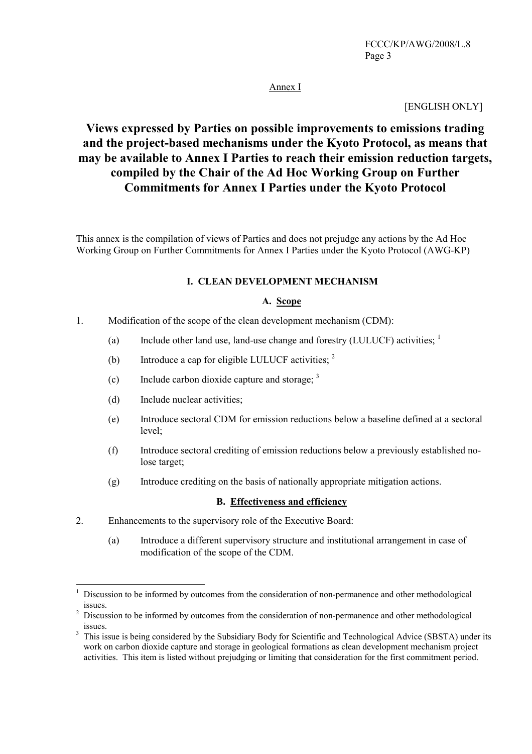Annex I

[ENGLISH ONLY]

# Views expressed by Parties on possible improvements to emissions trading and the project-based mechanisms under the Kyoto Protocol, as means that may be available to Annex I Parties to reach their emission reduction targets, compiled by the Chair of the Ad Hoc Working Group on Further Commitments for Annex I Parties under the Kyoto Protocol

This annex is the compilation of views of Parties and does not prejudge any actions by the Ad Hoc Working Group on Further Commitments for Annex I Parties under the Kyoto Protocol (AWG-KP)

## I. CLEAN DEVELOPMENT MECHANISM

### A. Scope

1. Modification of the scope of the clean development mechanism (CDM):

   (a) Include other land use, land-use change and forestry (LULUCF) activities; [1]

   (b) Introduce a cap for eligible LULUCF activities; [2]

   (c) Include carbon dioxide capture and storage; [3]

   (d) Include nuclear activities;

   (e) Introduce sectoral CDM for emission reductions below a baseline defined at a sectoral level;

   (f) Introduce sectoral crediting of emission reductions below a previously established no-lose target;

   (g) Introduce crediting on the basis of nationally appropriate mitigation actions.

### B. Effectiveness and efficiency

2. Enhancements to the supervisory role of the Executive Board:

   (a) Introduce a different supervisory structure and institutional arrangement in case of modification of the scope of the CDM.

---

[1] Discussion to be informed by outcomes from the consideration of non-permanence and other methodological issues.

[2] Discussion to be informed by outcomes from the consideration of non-permanence and other methodological issues.

[3] This issue is being considered by the Subsidiary Body for Scientific and Technological Advice (SBSTA) under its work on carbon dioxide capture and storage in geological formations as clean development mechanism project activities. This item is listed without prejudging or limiting that consideration for the first commitment period.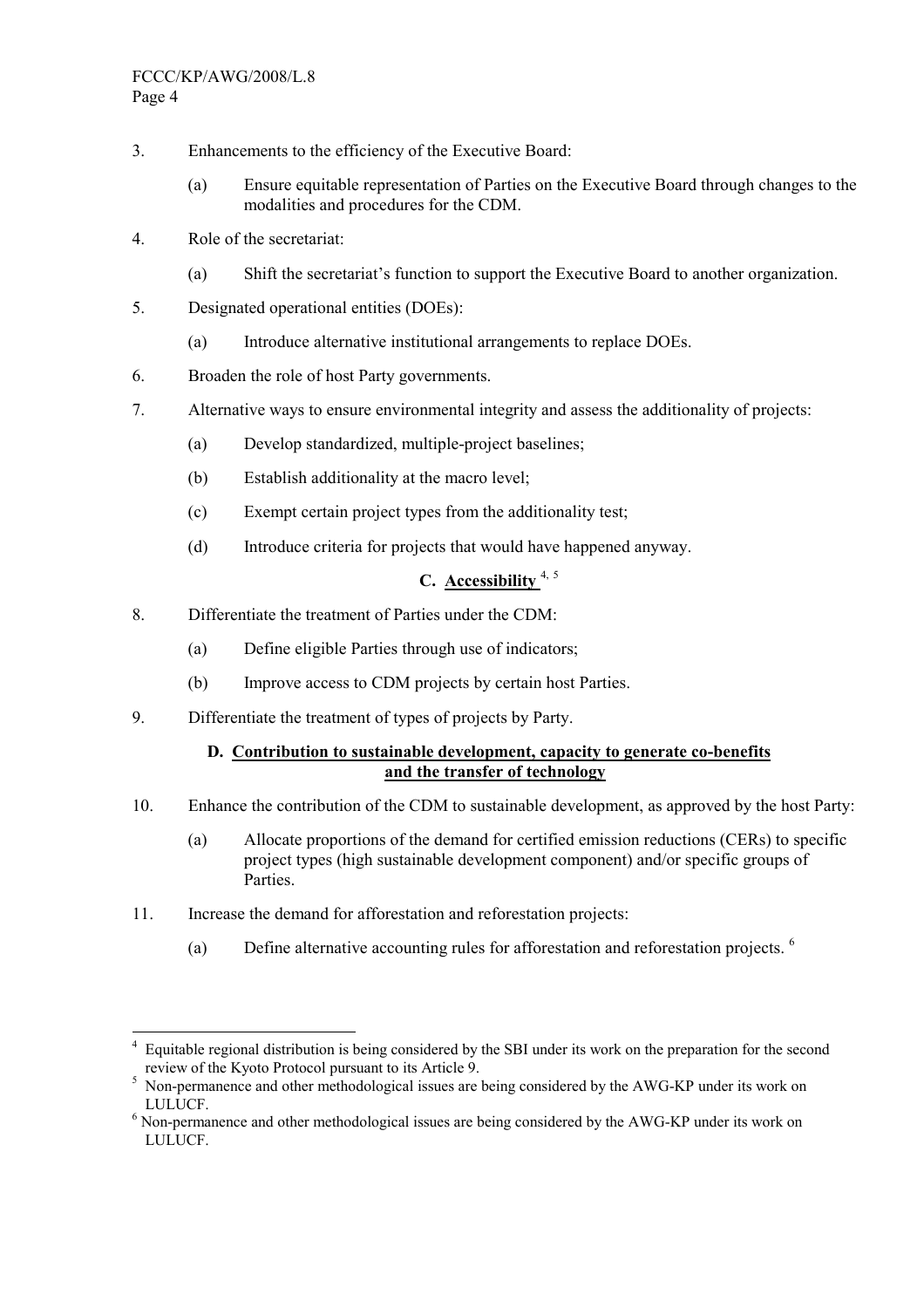3. Enhancements to the efficiency of the Executive Board:

   (a) Ensure equitable representation of Parties on the Executive Board through changes to the modalities and procedures for the CDM.

4. Role of the secretariat:

   (a) Shift the secretariat's function to support the Executive Board to another organization.

5. Designated operational entities (DOEs):

   (a) Introduce alternative institutional arrangements to replace DOEs.

6. Broaden the role of host Party governments.

7. Alternative ways to ensure environmental integrity and assess the additionality of projects:

   (a) Develop standardized, multiple-project baselines;

   (b) Establish additionality at the macro level;

   (c) Exempt certain project types from the additionality test;

   (d) Introduce criteria for projects that would have happened anyway.

### C. Accessibility [4, 5]

8. Differentiate the treatment of Parties under the CDM:

   (a) Define eligible Parties through use of indicators;

   (b) Improve access to CDM projects by certain host Parties.

9. Differentiate the treatment of types of projects by Party.

### D. Contribution to sustainable development, capacity to generate co-benefits and the transfer of technology

10. Enhance the contribution of the CDM to sustainable development, as approved by the host Party:

    (a) Allocate proportions of the demand for certified emission reductions (CERs) to specific project types (high sustainable development component) and/or specific groups of Parties.

11. Increase the demand for afforestation and reforestation projects:

    (a) Define alternative accounting rules for afforestation and reforestation projects. [6]

---

[4] Equitable regional distribution is being considered by the SBI under its work on the preparation for the second review of the Kyoto Protocol pursuant to its Article 9.

[5] Non-permanence and other methodological issues are being considered by the AWG-KP under its work on LULUCF.

[6] Non-permanence and other methodological issues are being considered by the AWG-KP under its work on LULUCF.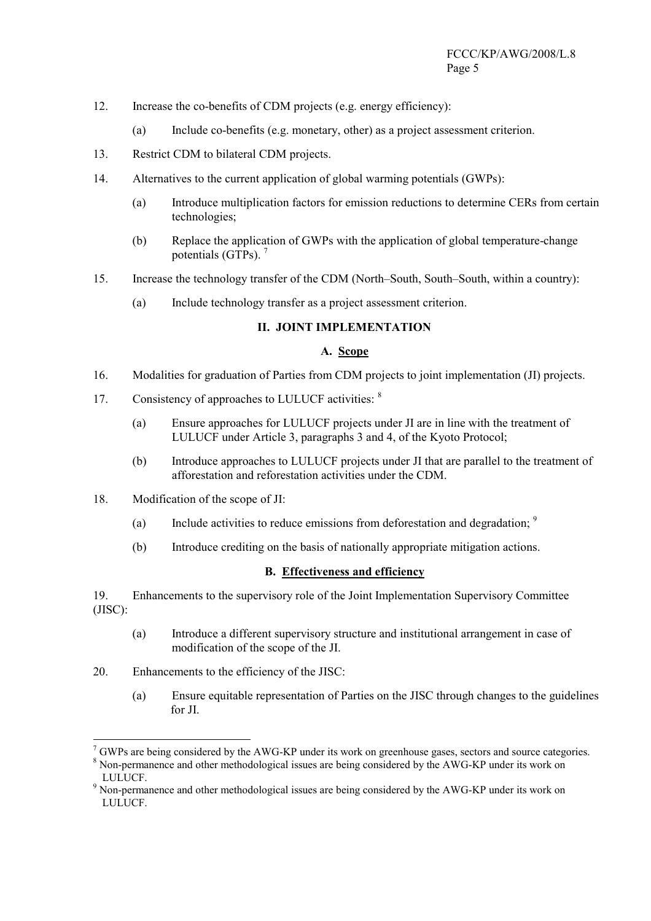12. Increase the co-benefits of CDM projects (e.g. energy efficiency):

    (a) Include co-benefits (e.g. monetary, other) as a project assessment criterion.

13. Restrict CDM to bilateral CDM projects.

14. Alternatives to the current application of global warming potentials (GWPs):

    (a) Introduce multiplication factors for emission reductions to determine CERs from certain technologies;

    (b) Replace the application of GWPs with the application of global temperature-change potentials (GTPs). [7]

15. Increase the technology transfer of the CDM (North–South, South–South, within a country):

    (a) Include technology transfer as a project assessment criterion.

## II. JOINT IMPLEMENTATION

### A. Scope

16. Modalities for graduation of Parties from CDM projects to joint implementation (JI) projects.

17. Consistency of approaches to LULUCF activities: [8]

    (a) Ensure approaches for LULUCF projects under JI are in line with the treatment of LULUCF under Article 3, paragraphs 3 and 4, of the Kyoto Protocol;

    (b) Introduce approaches to LULUCF projects under JI that are parallel to the treatment of afforestation and reforestation activities under the CDM.

18. Modification of the scope of JI:

    (a) Include activities to reduce emissions from deforestation and degradation; [9]

    (b) Introduce crediting on the basis of nationally appropriate mitigation actions.

### B. Effectiveness and efficiency

19. Enhancements to the supervisory role of the Joint Implementation Supervisory Committee (JISC):

    (a) Introduce a different supervisory structure and institutional arrangement in case of modification of the scope of the JI.

20. Enhancements to the efficiency of the JISC:

    (a) Ensure equitable representation of Parties on the JISC through changes to the guidelines for JI.

---

[7] GWPs are being considered by the AWG-KP under its work on greenhouse gases, sectors and source categories.

[8] Non-permanence and other methodological issues are being considered by the AWG-KP under its work on LULUCF.

[9] Non-permanence and other methodological issues are being considered by the AWG-KP under its work on LULUCF.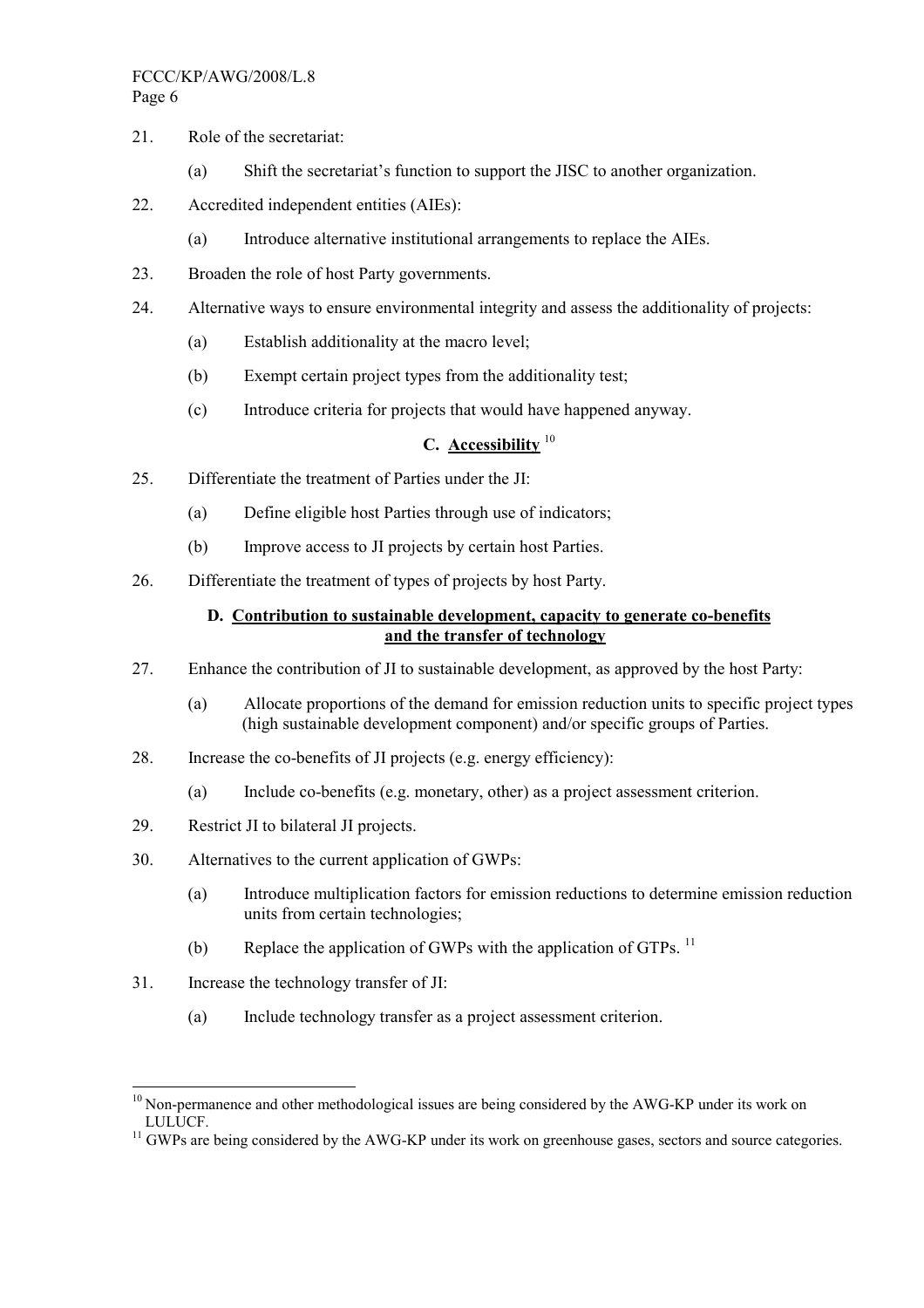21. Role of the secretariat:

    (a) Shift the secretariat's function to support the JISC to another organization.

22. Accredited independent entities (AIEs):

    (a) Introduce alternative institutional arrangements to replace the AIEs.

23. Broaden the role of host Party governments.

24. Alternative ways to ensure environmental integrity and assess the additionality of projects:

    (a) Establish additionality at the macro level;

    (b) Exempt certain project types from the additionality test;

    (c) Introduce criteria for projects that would have happened anyway.

### C. Accessibility [10]

25. Differentiate the treatment of Parties under the JI:

    (a) Define eligible host Parties through use of indicators;

    (b) Improve access to JI projects by certain host Parties.

26. Differentiate the treatment of types of projects by host Party.

### D. Contribution to sustainable development, capacity to generate co-benefits and the transfer of technology

27. Enhance the contribution of JI to sustainable development, as approved by the host Party:

    (a) Allocate proportions of the demand for emission reduction units to specific project types (high sustainable development component) and/or specific groups of Parties.

28. Increase the co-benefits of JI projects (e.g. energy efficiency):

    (a) Include co-benefits (e.g. monetary, other) as a project assessment criterion.

29. Restrict JI to bilateral JI projects.

30. Alternatives to the current application of GWPs:

    (a) Introduce multiplication factors for emission reductions to determine emission reduction units from certain technologies;

    (b) Replace the application of GWPs with the application of GTPs. [11]

31. Increase the technology transfer of JI:

    (a) Include technology transfer as a project assessment criterion.

---

[10] Non-permanence and other methodological issues are being considered by the AWG-KP under its work on LULUCF.

[11] GWPs are being considered by the AWG-KP under its work on greenhouse gases, sectors and source categories.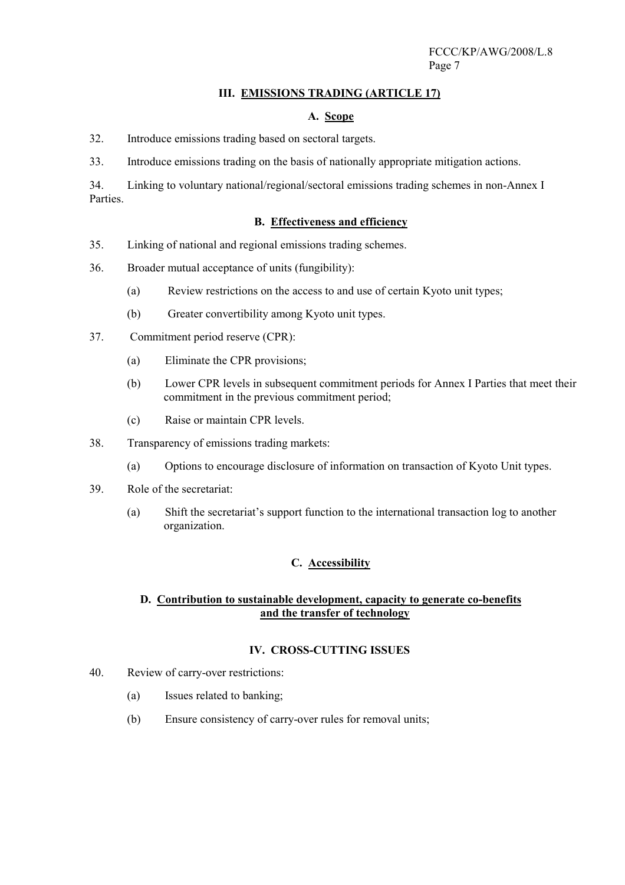## III. EMISSIONS TRADING (ARTICLE 17)

### A. Scope

32. Introduce emissions trading based on sectoral targets.

33. Introduce emissions trading on the basis of nationally appropriate mitigation actions.

34. Linking to voluntary national/regional/sectoral emissions trading schemes in non-Annex I Parties.

### B. Effectiveness and efficiency

35. Linking of national and regional emissions trading schemes.

36. Broader mutual acceptance of units (fungibility):

   (a) Review restrictions on the access to and use of certain Kyoto unit types;

   (b) Greater convertibility among Kyoto unit types.

37. Commitment period reserve (CPR):

   (a) Eliminate the CPR provisions;

   (b) Lower CPR levels in subsequent commitment periods for Annex I Parties that meet their commitment in the previous commitment period;

   (c) Raise or maintain CPR levels.

38. Transparency of emissions trading markets:

   (a) Options to encourage disclosure of information on transaction of Kyoto Unit types.

39. Role of the secretariat:

   (a) Shift the secretariat's support function to the international transaction log to another organization.

### C. Accessibility

### D. Contribution to sustainable development, capacity to generate co-benefits and the transfer of technology

## IV. CROSS-CUTTING ISSUES

40. Review of carry-over restrictions:

   (a) Issues related to banking;

   (b) Ensure consistency of carry-over rules for removal units;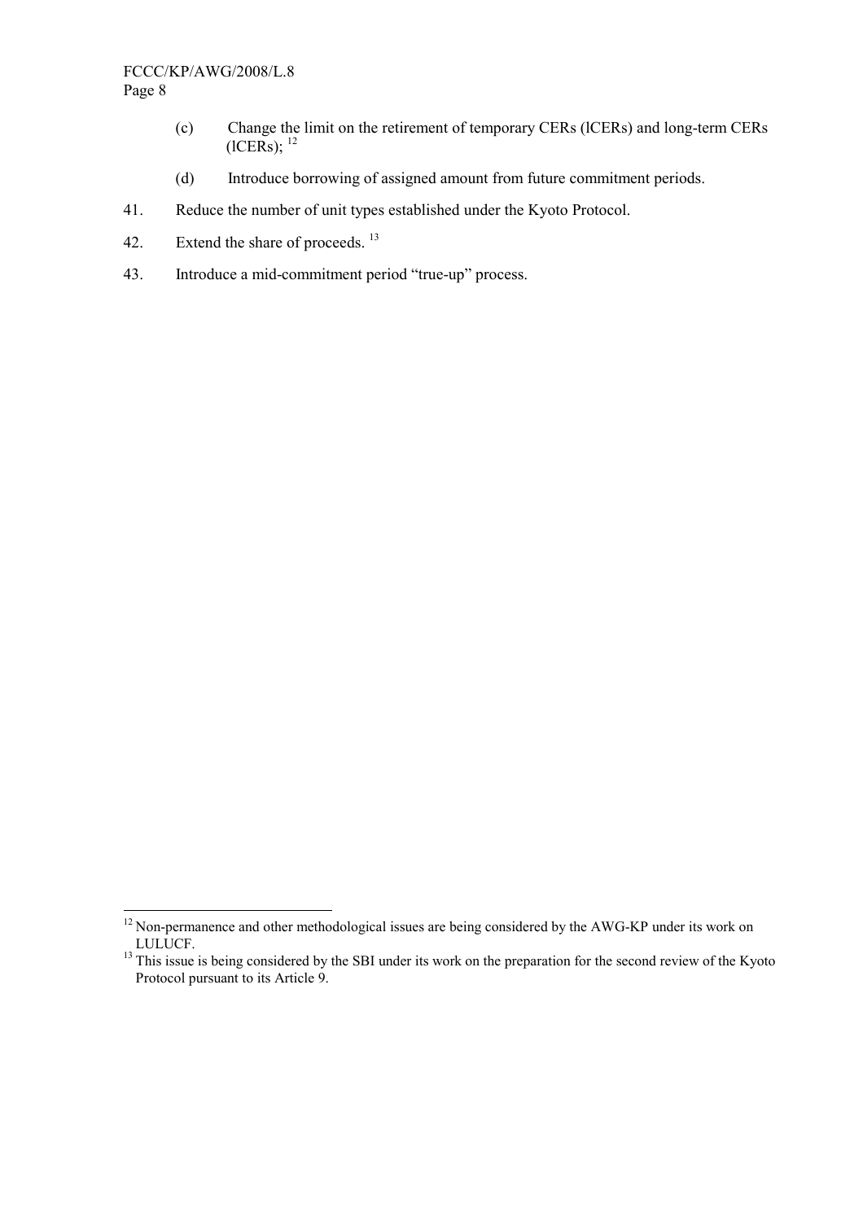(c) Change the limit on the retirement of temporary CERs (lCERs) and long-term CERs (lCERs); [12]

(d) Introduce borrowing of assigned amount from future commitment periods.

41. Reduce the number of unit types established under the Kyoto Protocol.

42. Extend the share of proceeds. [13]

43. Introduce a mid-commitment period "true-up" process.

---

[12] Non-permanence and other methodological issues are being considered by the AWG-KP under its work on LULUCF.

[13] This issue is being considered by the SBI under its work on the preparation for the second review of the Kyoto Protocol pursuant to its Article 9.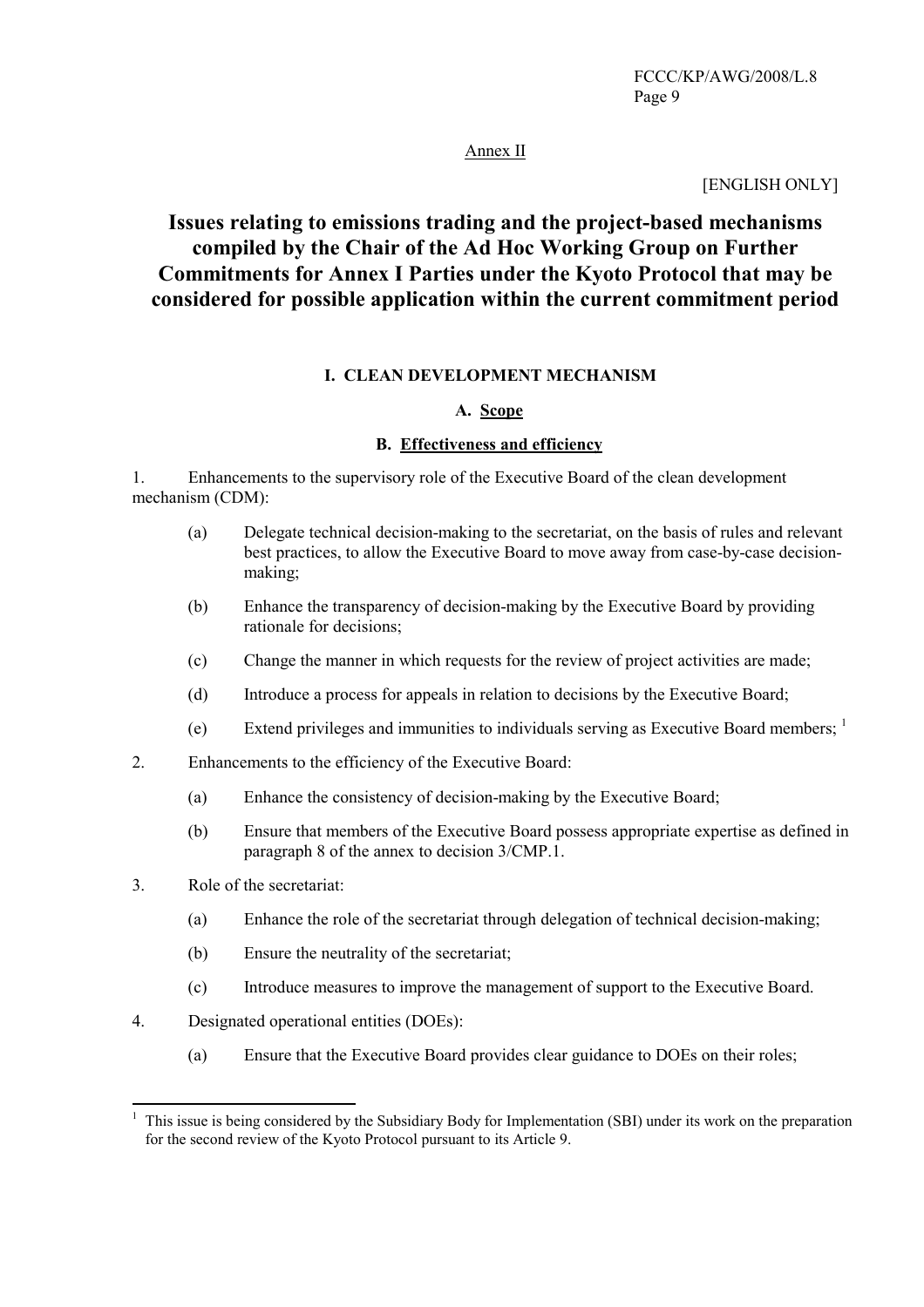Annex II

[ENGLISH ONLY]

# Issues relating to emissions trading and the project-based mechanisms compiled by the Chair of the Ad Hoc Working Group on Further Commitments for Annex I Parties under the Kyoto Protocol that may be considered for possible application within the current commitment period

## I. CLEAN DEVELOPMENT MECHANISM

### A. Scope

### B. Effectiveness and efficiency

1. Enhancements to the supervisory role of the Executive Board of the clean development mechanism (CDM):

   (a) Delegate technical decision-making to the secretariat, on the basis of rules and relevant best practices, to allow the Executive Board to move away from case-by-case decision-making;

   (b) Enhance the transparency of decision-making by the Executive Board by providing rationale for decisions;

   (c) Change the manner in which requests for the review of project activities are made;

   (d) Introduce a process for appeals in relation to decisions by the Executive Board;

   (e) Extend privileges and immunities to individuals serving as Executive Board members; [1]

2. Enhancements to the efficiency of the Executive Board:

   (a) Enhance the consistency of decision-making by the Executive Board;

   (b) Ensure that members of the Executive Board possess appropriate expertise as defined in paragraph 8 of the annex to decision 3/CMP.1.

3. Role of the secretariat:

   (a) Enhance the role of the secretariat through delegation of technical decision-making;

   (b) Ensure the neutrality of the secretariat;

   (c) Introduce measures to improve the management of support to the Executive Board.

4. Designated operational entities (DOEs):

   (a) Ensure that the Executive Board provides clear guidance to DOEs on their roles;

---

[1] This issue is being considered by the Subsidiary Body for Implementation (SBI) under its work on the preparation for the second review of the Kyoto Protocol pursuant to its Article 9.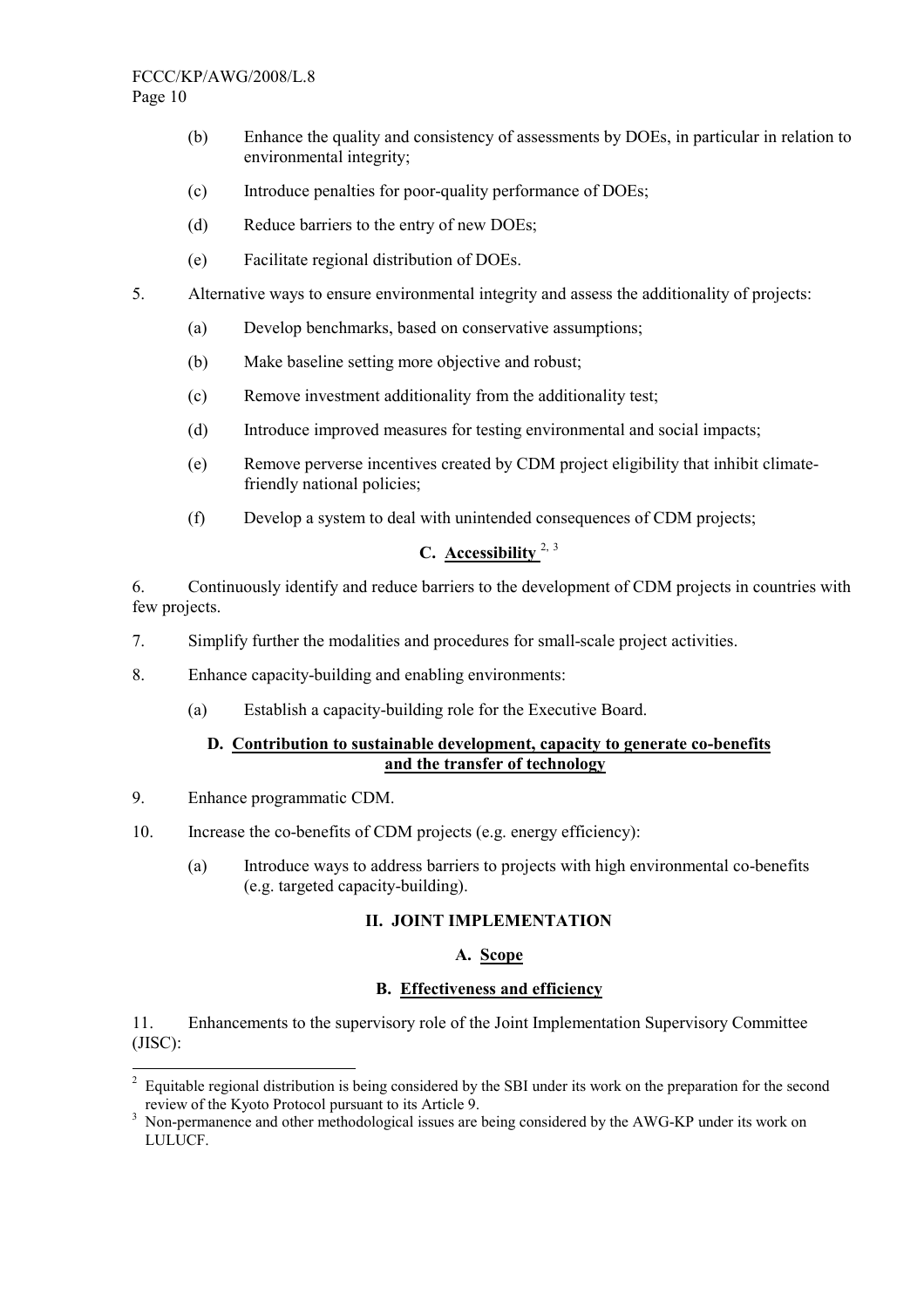(b) Enhance the quality and consistency of assessments by DOEs, in particular in relation to environmental integrity;

(c) Introduce penalties for poor-quality performance of DOEs;

(d) Reduce barriers to the entry of new DOEs;

(e) Facilitate regional distribution of DOEs.

5. Alternative ways to ensure environmental integrity and assess the additionality of projects:

(a) Develop benchmarks, based on conservative assumptions;

(b) Make baseline setting more objective and robust;

(c) Remove investment additionality from the additionality test;

(d) Introduce improved measures for testing environmental and social impacts;

(e) Remove perverse incentives created by CDM project eligibility that inhibit climate-friendly national policies;

(f) Develop a system to deal with unintended consequences of CDM projects;

### C. Accessibility [2, 3]

6. Continuously identify and reduce barriers to the development of CDM projects in countries with few projects.

7. Simplify further the modalities and procedures for small-scale project activities.

8. Enhance capacity-building and enabling environments:

(a) Establish a capacity-building role for the Executive Board.

### D. Contribution to sustainable development, capacity to generate co-benefits and the transfer of technology

9. Enhance programmatic CDM.

10. Increase the co-benefits of CDM projects (e.g. energy efficiency):

(a) Introduce ways to address barriers to projects with high environmental co-benefits (e.g. targeted capacity-building).

## II. JOINT IMPLEMENTATION

### A. Scope

### B. Effectiveness and efficiency

11. Enhancements to the supervisory role of the Joint Implementation Supervisory Committee (JISC):

---

[2] Equitable regional distribution is being considered by the SBI under its work on the preparation for the second review of the Kyoto Protocol pursuant to its Article 9.

[3] Non-permanence and other methodological issues are being considered by the AWG-KP under its work on LULUCF.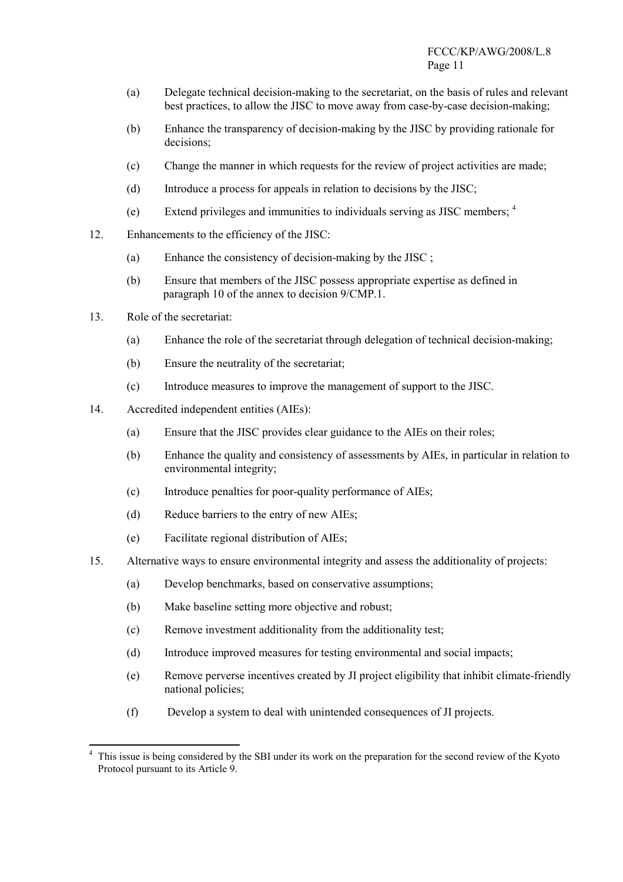(a) Delegate technical decision-making to the secretariat, on the basis of rules and relevant best practices, to allow the JISC to move away from case-by-case decision-making;

(b) Enhance the transparency of decision-making by the JISC by providing rationale for decisions;

(c) Change the manner in which requests for the review of project activities are made;

(d) Introduce a process for appeals in relation to decisions by the JISC;

(e) Extend privileges and immunities to individuals serving as JISC members; [4]

12. Enhancements to the efficiency of the JISC:

(a) Enhance the consistency of decision-making by the JISC ;

(b) Ensure that members of the JISC possess appropriate expertise as defined in paragraph 10 of the annex to decision 9/CMP.1.

13. Role of the secretariat:

(a) Enhance the role of the secretariat through delegation of technical decision-making;

(b) Ensure the neutrality of the secretariat;

(c) Introduce measures to improve the management of support to the JISC.

14. Accredited independent entities (AIEs):

(a) Ensure that the JISC provides clear guidance to the AIEs on their roles;

(b) Enhance the quality and consistency of assessments by AIEs, in particular in relation to environmental integrity;

(c) Introduce penalties for poor-quality performance of AIEs;

(d) Reduce barriers to the entry of new AIEs;

(e) Facilitate regional distribution of AIEs;

15. Alternative ways to ensure environmental integrity and assess the additionality of projects:

(a) Develop benchmarks, based on conservative assumptions;

(b) Make baseline setting more objective and robust;

(c) Remove investment additionality from the additionality test;

(d) Introduce improved measures for testing environmental and social impacts;

(e) Remove perverse incentives created by JI project eligibility that inhibit climate-friendly national policies;

(f) Develop a system to deal with unintended consequences of JI projects.

---

[4] This issue is being considered by the SBI under its work on the preparation for the second review of the Kyoto Protocol pursuant to its Article 9.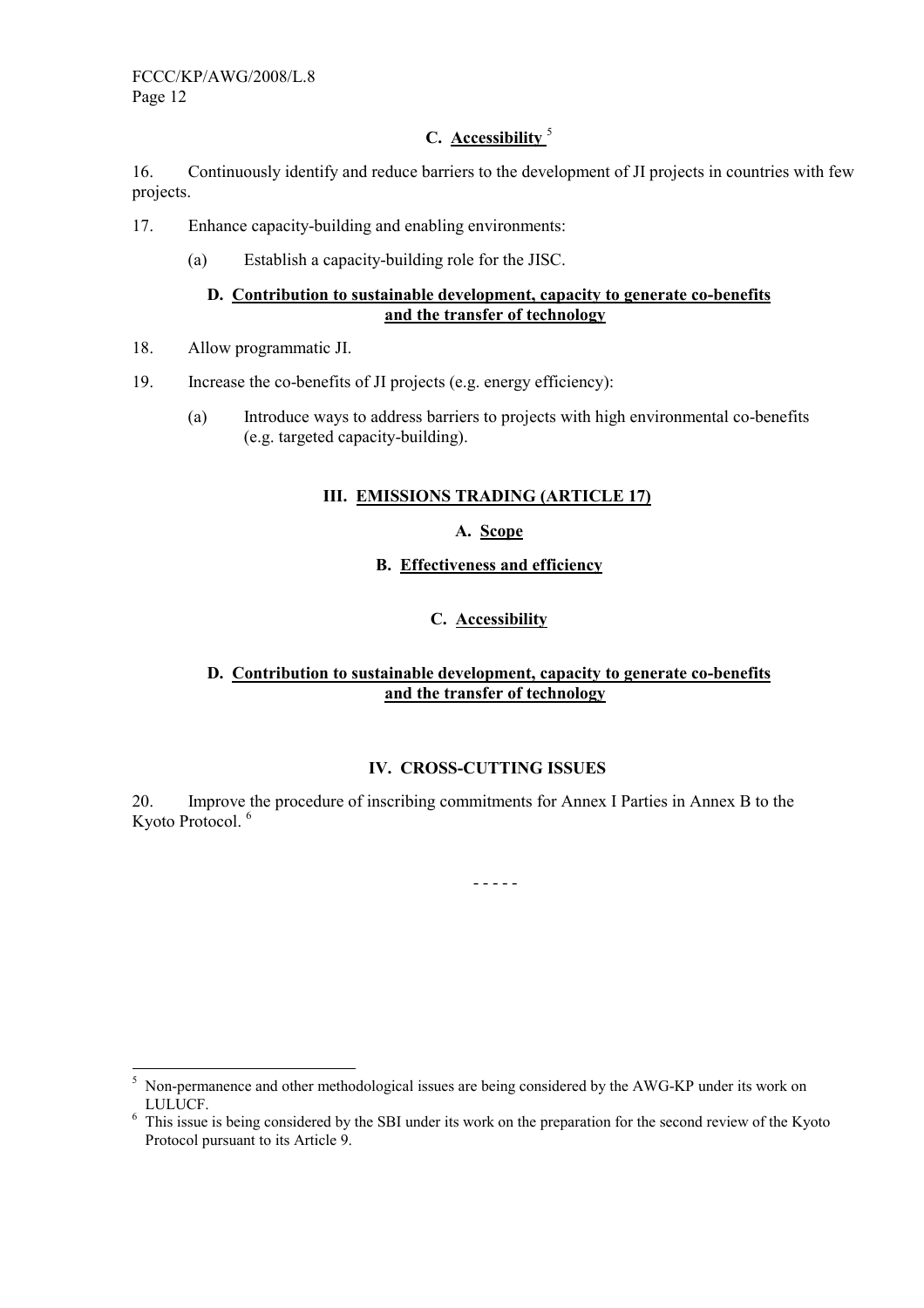### C. Accessibility [5]

16. Continuously identify and reduce barriers to the development of JI projects in countries with few projects.

17. Enhance capacity-building and enabling environments:

   (a) Establish a capacity-building role for the JISC.

### D. Contribution to sustainable development, capacity to generate co-benefits and the transfer of technology

18. Allow programmatic JI.

19. Increase the co-benefits of JI projects (e.g. energy efficiency):

   (a) Introduce ways to address barriers to projects with high environmental co-benefits (e.g. targeted capacity-building).

## III. EMISSIONS TRADING (ARTICLE 17)

### A. Scope

### B. Effectiveness and efficiency

### C. Accessibility

### D. Contribution to sustainable development, capacity to generate co-benefits and the transfer of technology

## IV. CROSS-CUTTING ISSUES

20. Improve the procedure of inscribing commitments for Annex I Parties in Annex B to the Kyoto Protocol. [6]

- - - - -

[5] Non-permanence and other methodological issues are being considered by the AWG-KP under its work on LULUCF.

[6] This issue is being considered by the SBI under its work on the preparation for the second review of the Kyoto Protocol pursuant to its Article 9.